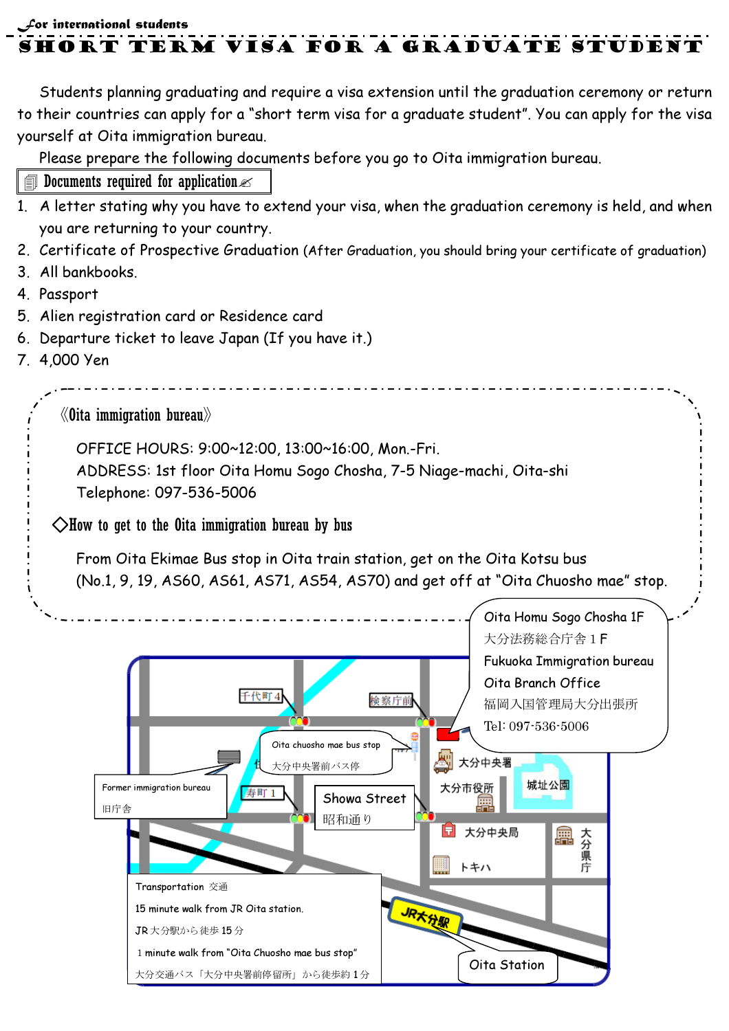*For international students*

# SHORT TERM VISA FOR A GRADUATE STUDENT

Students planning graduating and require a visa extension until the graduation ceremony or return to their countries can apply for a "short term visa for a graduate student". You can apply for the visa yourself at Oita immigration bureau.

Please prepare the following documents before you go to Oita immigration bureau.

## Documents required for application

1. A letter stating why you have to extend your visa, when the graduation ceremony is held, and when you are returning to your country.
2. Certificate of Prospective Graduation (After Graduation, you should bring your certificate of graduation)
3. All bankbooks.
4. Passport
5. Alien registration card or Residence card
6. Departure ticket to leave Japan (If you have it.)
7. 4,000 Yen

## 《Oita immigration bureau》

OFFICE HOURS: 9:00~12:00, 13:00~16:00, Mon.-Fri.
ADDRESS: 1st floor Oita Homu Sogo Chosha, 7-5 Niage-machi, Oita-shi
Telephone: 097-536-5006

### ◇How to get to the Oita immigration bureau by bus

From Oita Ekimae Bus stop in Oita train station, get on the Oita Kotsu bus (No.1, 9, 19, AS60, AS61, AS71, AS54, AS70) and get off at "Oita Chuosho mae" stop.

Oita Homu Sogo Chosha 1F
大分法務総合庁舎１F
Fukuoka Immigration bureau
Oita Branch Office
福岡入国管理局大分出張所
Tel: 097-536-5006

千代町4　検察庁前　Oita chuosho mae bus stop 大分中央署前バス停　大分中央署　Former immigration bureau 旧庁舎　寿町１　Showa Street 昭和通り　大分市役所　城址公園　大分中央局　大分県庁　トキハ　JR大分駅　Oita Station

Transportation 交通
15 minute walk from JR Oita station.
JR大分駅から徒歩15分
1 minute walk from "Oita Chuosho mae bus stop"
大分交通バス「大分中央署前停留所」から徒歩約１分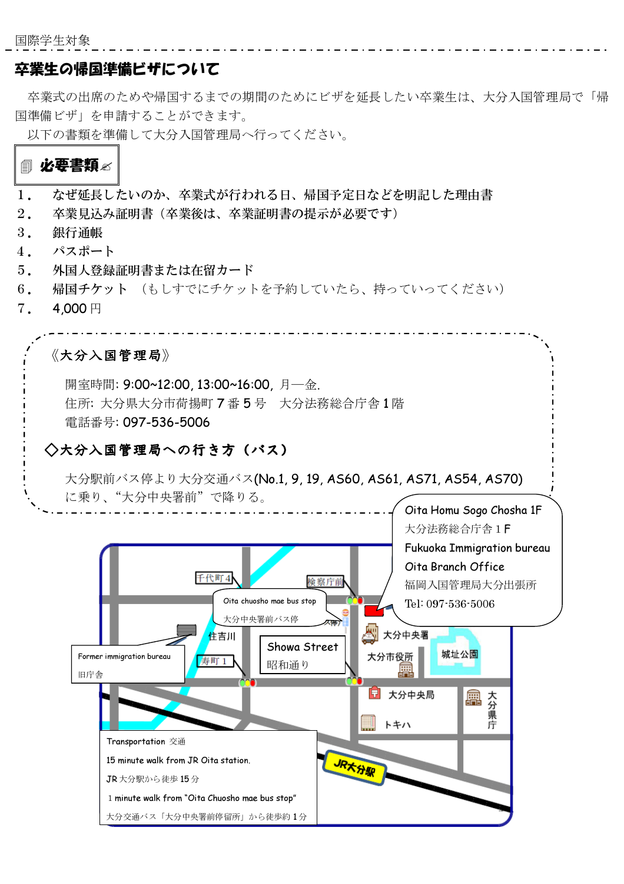国際学生対象

## 卒業生の帰国準備ビザについて

卒業式の出席のためや帰国するまでの期間のためにビザを延長したい卒業生は、大分入国管理局で「帰国準備ビザ」を申請することができます。

以下の書類を準備して大分入国管理局へ行ってください。

### 必要書類

1. なぜ延長したいのか、卒業式が行われる日、帰国予定日などを明記した理由書
2. 卒業見込み証明書（卒業後は、卒業証明書の提示が必要です）
3. 銀行通帳
4. パスポート
5. 外国人登録証明書または在留カード
6. 帰国チケット （もしすでにチケットを予約していたら、持っていってください）
7. 4,000 円

### 《大分入国管理局》

開室時間: 9:00~12:00, 13:00~16:00, 月―金.
住所: 大分県大分市荷揚町 7 番 5 号　大分法務総合庁舎 1 階
電話番号: 097-536-5006

### ◇大分入国管理局への行き方（バス）

大分駅前バス停より大分交通バス(No.1, 9, 19, AS60, AS61, AS71, AS54, AS70)に乗り、"大分中央署前" で降りる。

Oita Homu Sogo Chosha 1F
大分法務総合庁舎１F
Fukuoka Immigration bureau
Oita Branch Office
福岡入国管理局大分出張所
Tel: 097-536-5006

千代町 4
検察庁前
Oita chuosho mae bus stop
大分中央署前バス停
住吉川
Former immigration bureau
旧庁舎
寿町 1
Showa Street
昭和通り
大分中央署
大分市役所
城址公園
大分中央局
大分県庁
トキハ
JR大分駅

Transportation 交通
15 minute walk from JR Oita station.
JR 大分駅から徒歩 15 分
1 minute walk from "Oita Chuosho mae bus stop"
大分交通バス「大分中央署前停留所」から徒歩約 1 分